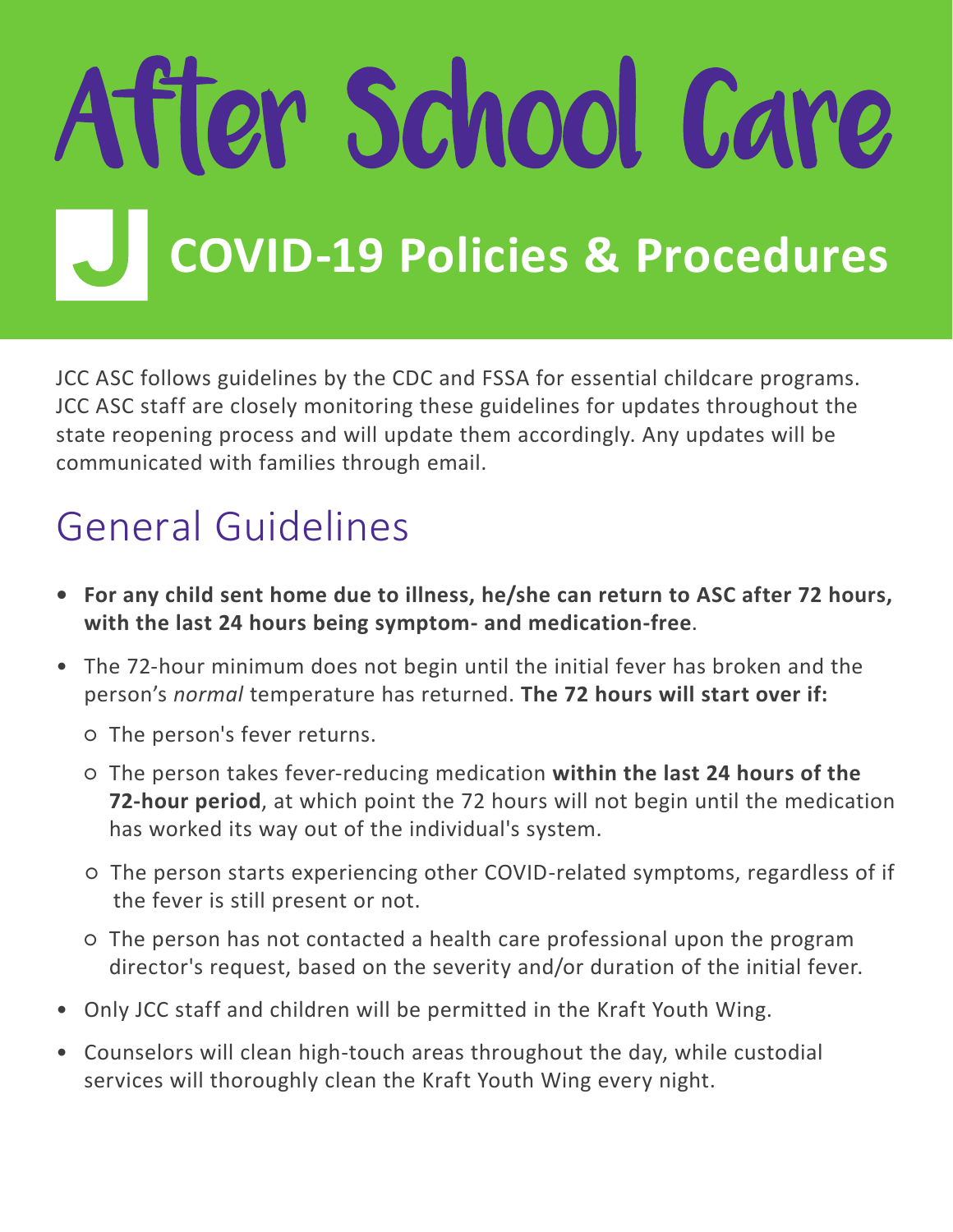# After School Care

## COVID-19 Policies & Procedures

JCC ASC follows guidelines by the CDC and FSSA for essential childcare programs. JCC ASC staff are closely monitoring these guidelines for updates throughout the state reopening process and will update them accordingly. Any updates will be communicated with families through email.

## General Guidelines

- **For any child sent home due to illness, he/she can return to ASC after 72 hours, with the last 24 hours being symptom- and medication-free**.
- The 72-hour minimum does not begin until the initial fever has broken and the person's *normal* temperature has returned. **The 72 hours will start over if:**
  - The person's fever returns.
  - The person takes fever-reducing medication **within the last 24 hours of the 72-hour period**, at which point the 72 hours will not begin until the medication has worked its way out of the individual's system.
  - The person starts experiencing other COVID-related symptoms, regardless of if the fever is still present or not.
  - The person has not contacted a health care professional upon the program director's request, based on the severity and/or duration of the initial fever.
- Only JCC staff and children will be permitted in the Kraft Youth Wing.
- Counselors will clean high-touch areas throughout the day, while custodial services will thoroughly clean the Kraft Youth Wing every night.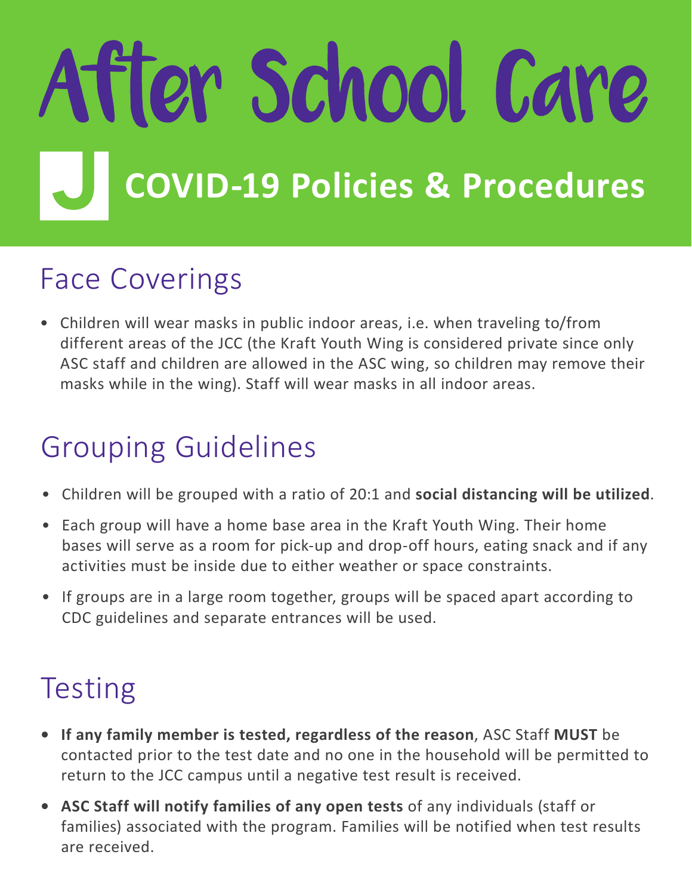# After School Care

## COVID-19 Policies & Procedures

## Face Coverings

- Children will wear masks in public indoor areas, i.e. when traveling to/from different areas of the JCC (the Kraft Youth Wing is considered private since only ASC staff and children are allowed in the ASC wing, so children may remove their masks while in the wing). Staff will wear masks in all indoor areas.

## Grouping Guidelines

- Children will be grouped with a ratio of 20:1 and **social distancing will be utilized**.
- Each group will have a home base area in the Kraft Youth Wing. Their home bases will serve as a room for pick-up and drop-off hours, eating snack and if any activities must be inside due to either weather or space constraints.
- If groups are in a large room together, groups will be spaced apart according to CDC guidelines and separate entrances will be used.

## Testing

- **If any family member is tested, regardless of the reason**, ASC Staff **MUST** be contacted prior to the test date and no one in the household will be permitted to return to the JCC campus until a negative test result is received.
- **ASC Staff will notify families of any open tests** of any individuals (staff or families) associated with the program. Families will be notified when test results are received.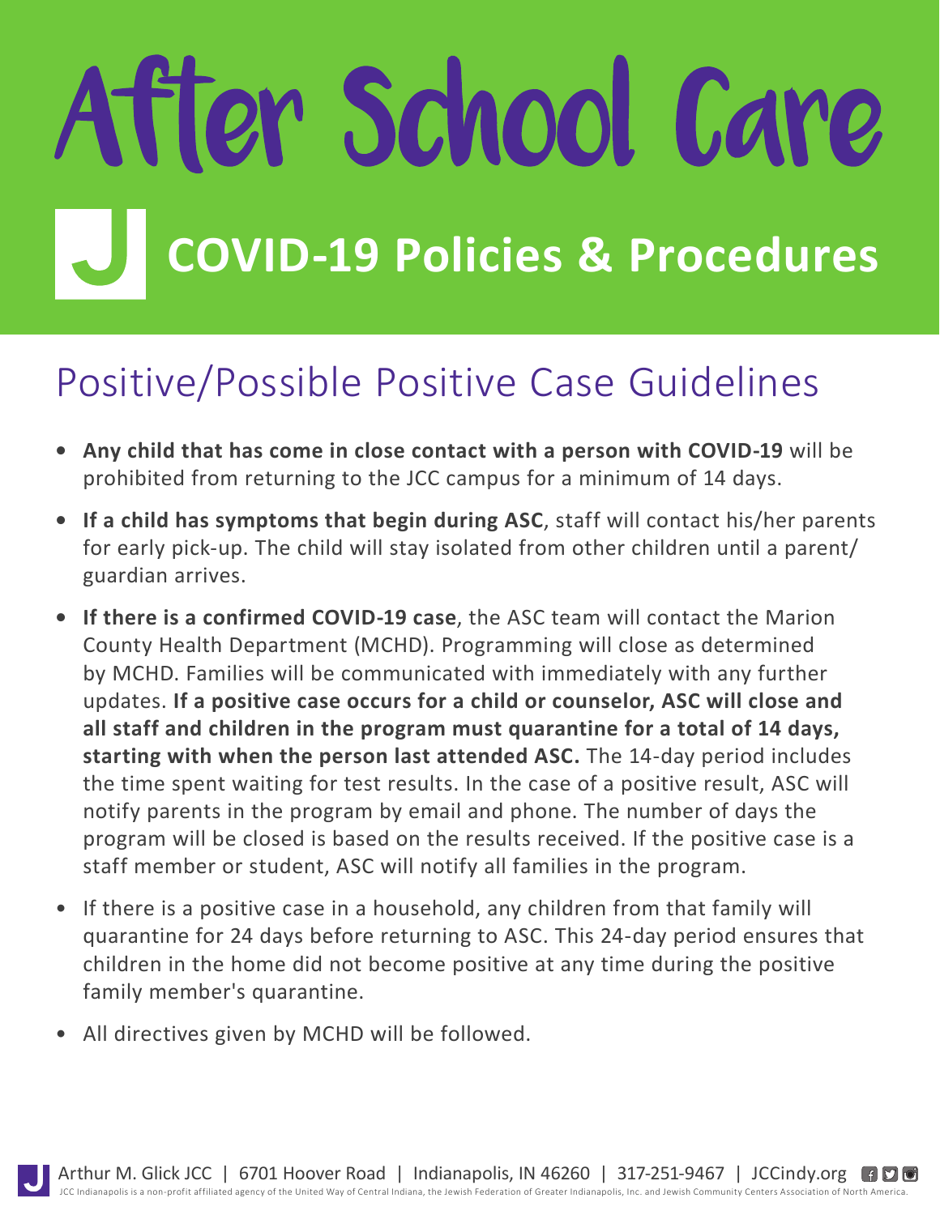# After School Care

## COVID-19 Policies & Procedures

## Positive/Possible Positive Case Guidelines

- **Any child that has come in close contact with a person with COVID-19** will be prohibited from returning to the JCC campus for a minimum of 14 days.
- **If a child has symptoms that begin during ASC**, staff will contact his/her parents for early pick-up. The child will stay isolated from other children until a parent/guardian arrives.
- **If there is a confirmed COVID-19 case**, the ASC team will contact the Marion County Health Department (MCHD). Programming will close as determined by MCHD. Families will be communicated with immediately with any further updates. **If a positive case occurs for a child or counselor, ASC will close and all staff and children in the program must quarantine for a total of 14 days, starting with when the person last attended ASC.** The 14-day period includes the time spent waiting for test results. In the case of a positive result, ASC will notify parents in the program by email and phone. The number of days the program will be closed is based on the results received. If the positive case is a staff member or student, ASC will notify all families in the program.
- If there is a positive case in a household, any children from that family will quarantine for 24 days before returning to ASC. This 24-day period ensures that children in the home did not become positive at any time during the positive family member's quarantine.
- All directives given by MCHD will be followed.

Arthur M. Glick JCC | 6701 Hoover Road | Indianapolis, IN 46260 | 317-251-9467 | JCCindy.org

JCC Indianapolis is a non-profit affiliated agency of the United Way of Central Indiana, the Jewish Federation of Greater Indianapolis, Inc. and Jewish Community Centers Association of North America.